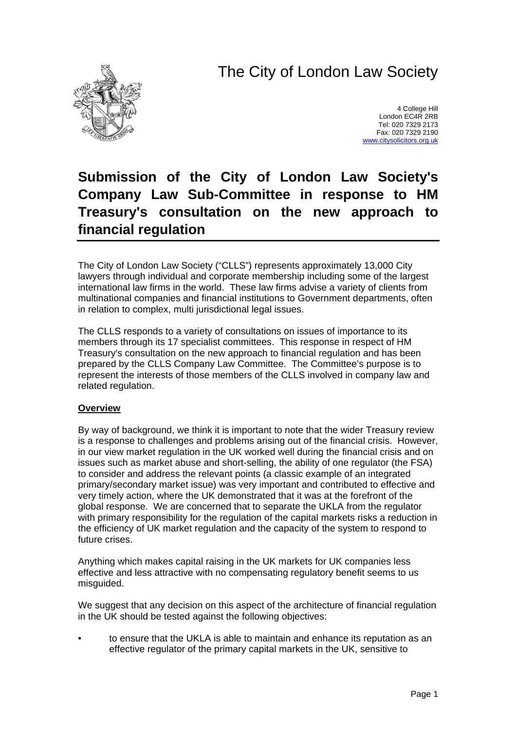# The City of London Law Society

4 College Hill
London EC4R 2RB
Tel: 020 7329 2173
Fax: 020 7329 2190
www.citysolicitors.org.uk

# Submission of the City of London Law Society's Company Law Sub-Committee in response to HM Treasury's consultation on the new approach to financial regulation

The City of London Law Society ("CLLS") represents approximately 13,000 City lawyers through individual and corporate membership including some of the largest international law firms in the world. These law firms advise a variety of clients from multinational companies and financial institutions to Government departments, often in relation to complex, multi jurisdictional legal issues.

The CLLS responds to a variety of consultations on issues of importance to its members through its 17 specialist committees. This response in respect of HM Treasury's consultation on the new approach to financial regulation and has been prepared by the CLLS Company Law Committee. The Committee's purpose is to represent the interests of those members of the CLLS involved in company law and related regulation.

**Overview**

By way of background, we think it is important to note that the wider Treasury review is a response to challenges and problems arising out of the financial crisis. However, in our view market regulation in the UK worked well during the financial crisis and on issues such as market abuse and short-selling, the ability of one regulator (the FSA) to consider and address the relevant points (a classic example of an integrated primary/secondary market issue) was very important and contributed to effective and very timely action, where the UK demonstrated that it was at the forefront of the global response. We are concerned that to separate the UKLA from the regulator with primary responsibility for the regulation of the capital markets risks a reduction in the efficiency of UK market regulation and the capacity of the system to respond to future crises.

Anything which makes capital raising in the UK markets for UK companies less effective and less attractive with no compensating regulatory benefit seems to us misguided.

We suggest that any decision on this aspect of the architecture of financial regulation in the UK should be tested against the following objectives:

- to ensure that the UKLA is able to maintain and enhance its reputation as an effective regulator of the primary capital markets in the UK, sensitive to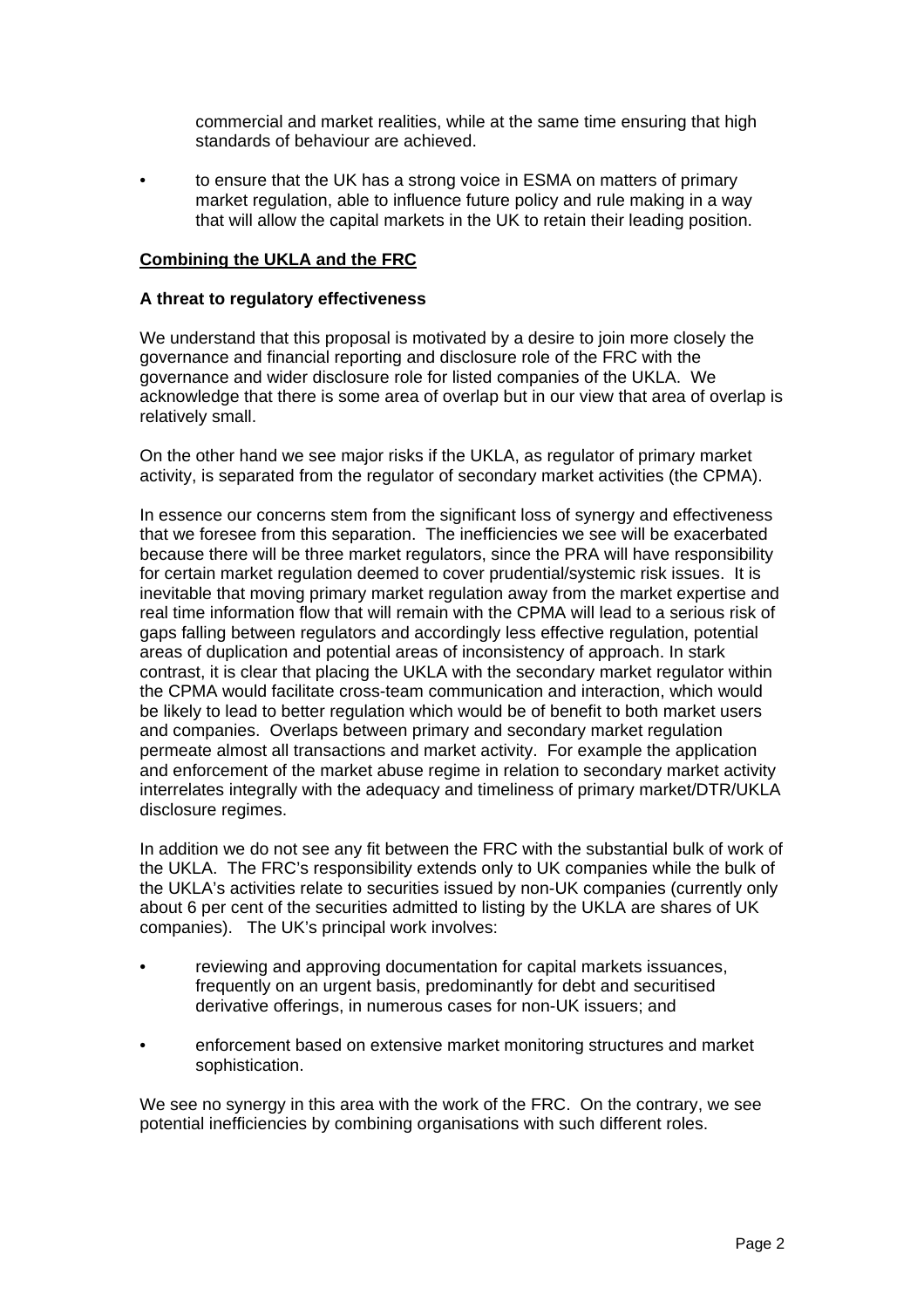commercial and market realities, while at the same time ensuring that high standards of behaviour are achieved.

- to ensure that the UK has a strong voice in ESMA on matters of primary market regulation, able to influence future policy and rule making in a way that will allow the capital markets in the UK to retain their leading position.

**Combining the UKLA and the FRC**

**A threat to regulatory effectiveness**

We understand that this proposal is motivated by a desire to join more closely the governance and financial reporting and disclosure role of the FRC with the governance and wider disclosure role for listed companies of the UKLA. We acknowledge that there is some area of overlap but in our view that area of overlap is relatively small.

On the other hand we see major risks if the UKLA, as regulator of primary market activity, is separated from the regulator of secondary market activities (the CPMA).

In essence our concerns stem from the significant loss of synergy and effectiveness that we foresee from this separation. The inefficiencies we see will be exacerbated because there will be three market regulators, since the PRA will have responsibility for certain market regulation deemed to cover prudential/systemic risk issues. It is inevitable that moving primary market regulation away from the market expertise and real time information flow that will remain with the CPMA will lead to a serious risk of gaps falling between regulators and accordingly less effective regulation, potential areas of duplication and potential areas of inconsistency of approach. In stark contrast, it is clear that placing the UKLA with the secondary market regulator within the CPMA would facilitate cross-team communication and interaction, which would be likely to lead to better regulation which would be of benefit to both market users and companies. Overlaps between primary and secondary market regulation permeate almost all transactions and market activity. For example the application and enforcement of the market abuse regime in relation to secondary market activity interrelates integrally with the adequacy and timeliness of primary market/DTR/UKLA disclosure regimes.

In addition we do not see any fit between the FRC with the substantial bulk of work of the UKLA. The FRC's responsibility extends only to UK companies while the bulk of the UKLA's activities relate to securities issued by non-UK companies (currently only about 6 per cent of the securities admitted to listing by the UKLA are shares of UK companies). The UK's principal work involves:

- reviewing and approving documentation for capital markets issuances, frequently on an urgent basis, predominantly for debt and securitised derivative offerings, in numerous cases for non-UK issuers; and
- enforcement based on extensive market monitoring structures and market sophistication.

We see no synergy in this area with the work of the FRC. On the contrary, we see potential inefficiencies by combining organisations with such different roles.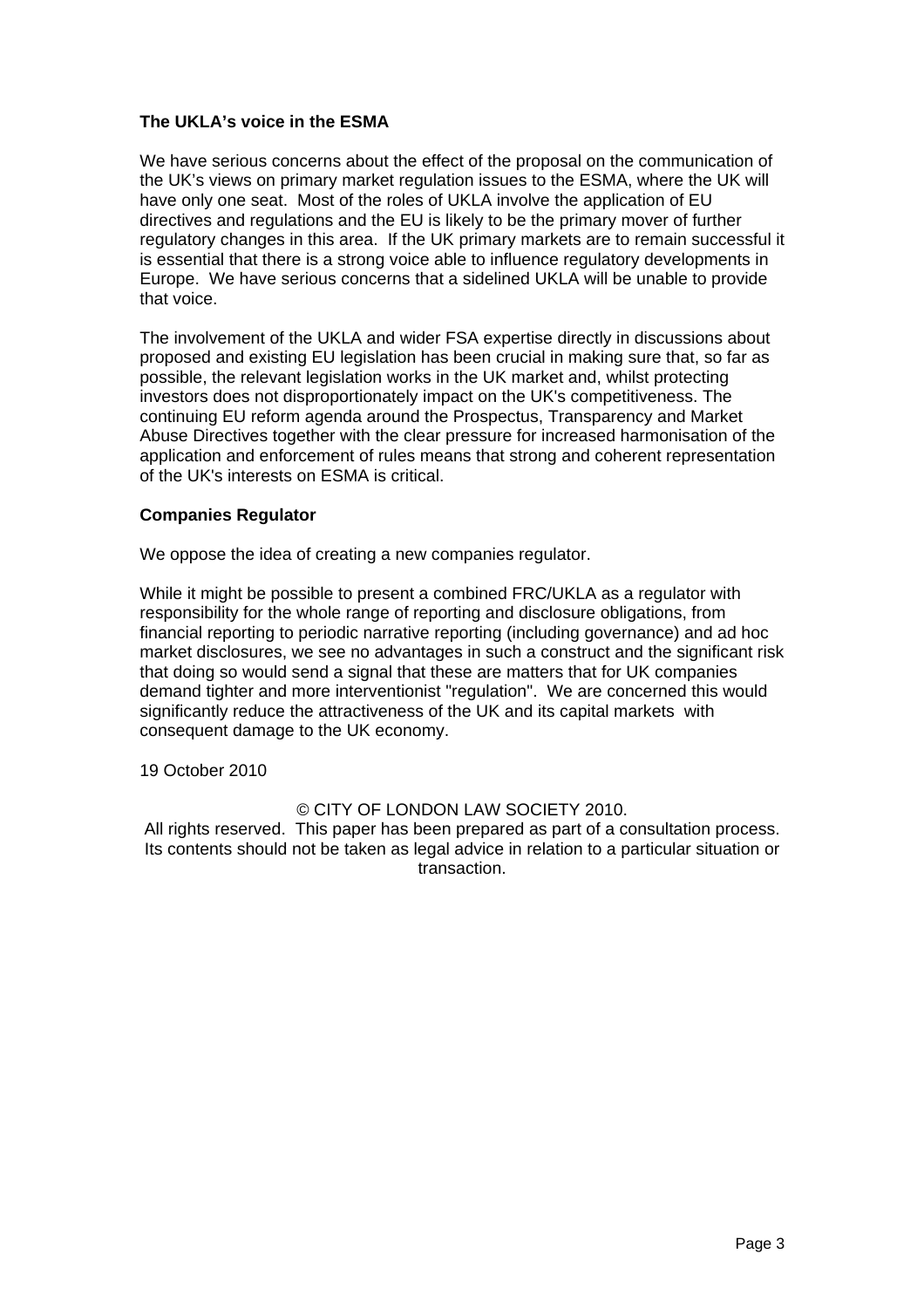**The UKLA's voice in the ESMA**

We have serious concerns about the effect of the proposal on the communication of the UK's views on primary market regulation issues to the ESMA, where the UK will have only one seat. Most of the roles of UKLA involve the application of EU directives and regulations and the EU is likely to be the primary mover of further regulatory changes in this area. If the UK primary markets are to remain successful it is essential that there is a strong voice able to influence regulatory developments in Europe. We have serious concerns that a sidelined UKLA will be unable to provide that voice.

The involvement of the UKLA and wider FSA expertise directly in discussions about proposed and existing EU legislation has been crucial in making sure that, so far as possible, the relevant legislation works in the UK market and, whilst protecting investors does not disproportionately impact on the UK's competitiveness. The continuing EU reform agenda around the Prospectus, Transparency and Market Abuse Directives together with the clear pressure for increased harmonisation of the application and enforcement of rules means that strong and coherent representation of the UK's interests on ESMA is critical.

**Companies Regulator**

We oppose the idea of creating a new companies regulator.

While it might be possible to present a combined FRC/UKLA as a regulator with responsibility for the whole range of reporting and disclosure obligations, from financial reporting to periodic narrative reporting (including governance) and ad hoc market disclosures, we see no advantages in such a construct and the significant risk that doing so would send a signal that these are matters that for UK companies demand tighter and more interventionist "regulation". We are concerned this would significantly reduce the attractiveness of the UK and its capital markets with consequent damage to the UK economy.

19 October 2010

© CITY OF LONDON LAW SOCIETY 2010.
All rights reserved. This paper has been prepared as part of a consultation process. Its contents should not be taken as legal advice in relation to a particular situation or transaction.